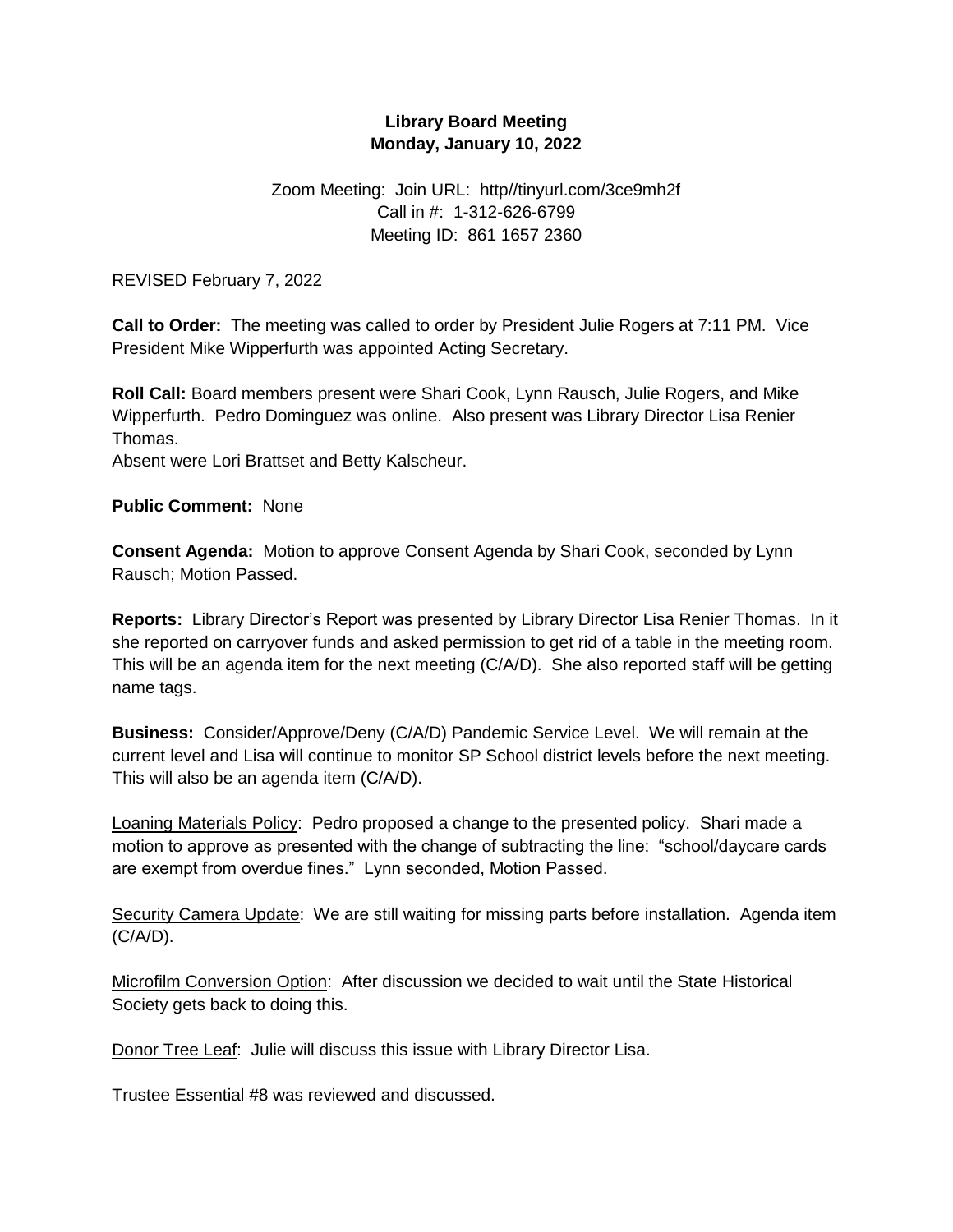# Library Board Meeting
## Monday, January 10, 2022

Zoom Meeting: Join URL: http//tinyurl.com/3ce9mh2f
Call in #: 1-312-626-6799
Meeting ID: 861 1657 2360

REVISED February 7, 2022

**Call to Order:** The meeting was called to order by President Julie Rogers at 7:11 PM. Vice President Mike Wipperfurth was appointed Acting Secretary.

**Roll Call:** Board members present were Shari Cook, Lynn Rausch, Julie Rogers, and Mike Wipperfurth. Pedro Dominguez was online. Also present was Library Director Lisa Renier Thomas.
Absent were Lori Brattset and Betty Kalscheur.

**Public Comment:** None

**Consent Agenda:** Motion to approve Consent Agenda by Shari Cook, seconded by Lynn Rausch; Motion Passed.

**Reports:** Library Director's Report was presented by Library Director Lisa Renier Thomas. In it she reported on carryover funds and asked permission to get rid of a table in the meeting room. This will be an agenda item for the next meeting (C/A/D). She also reported staff will be getting name tags.

**Business:** Consider/Approve/Deny (C/A/D) Pandemic Service Level. We will remain at the current level and Lisa will continue to monitor SP School district levels before the next meeting. This will also be an agenda item (C/A/D).

<u>Loaning Materials Policy</u>: Pedro proposed a change to the presented policy. Shari made a motion to approve as presented with the change of subtracting the line: "school/daycare cards are exempt from overdue fines." Lynn seconded, Motion Passed.

<u>Security Camera Update</u>: We are still waiting for missing parts before installation. Agenda item (C/A/D).

<u>Microfilm Conversion Option</u>: After discussion we decided to wait until the State Historical Society gets back to doing this.

<u>Donor Tree Leaf</u>: Julie will discuss this issue with Library Director Lisa.

Trustee Essential #8 was reviewed and discussed.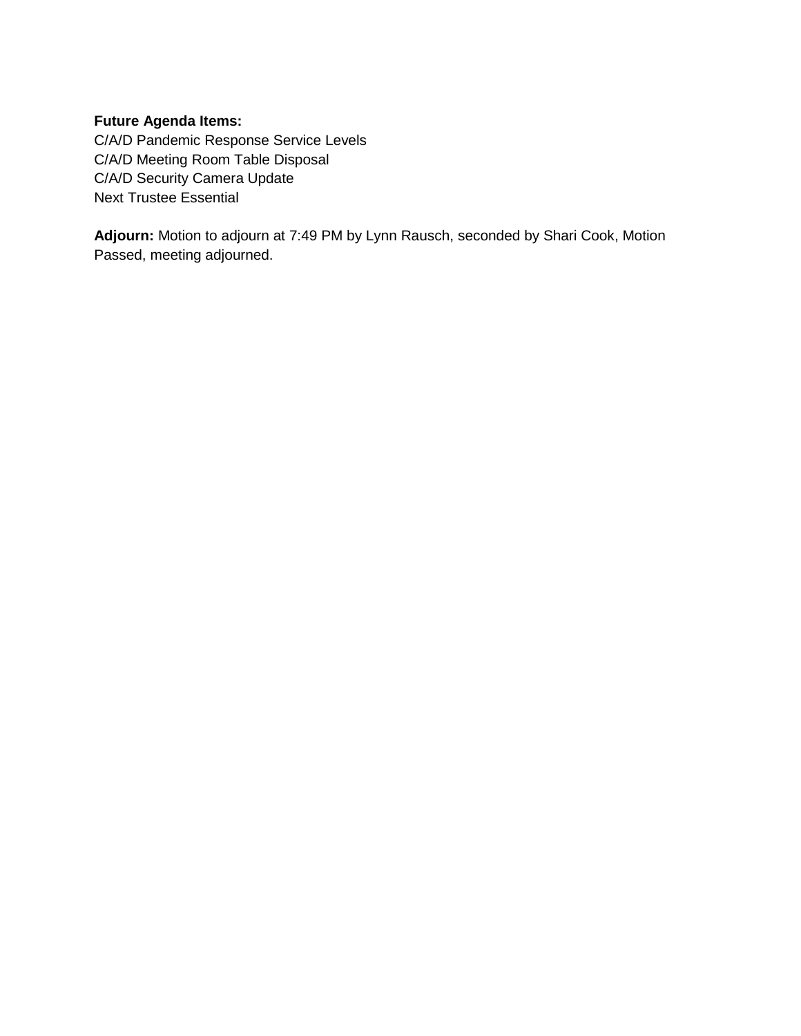**Future Agenda Items:**
C/A/D Pandemic Response Service Levels
C/A/D Meeting Room Table Disposal
C/A/D Security Camera Update
Next Trustee Essential

**Adjourn:** Motion to adjourn at 7:49 PM by Lynn Rausch, seconded by Shari Cook, Motion Passed, meeting adjourned.